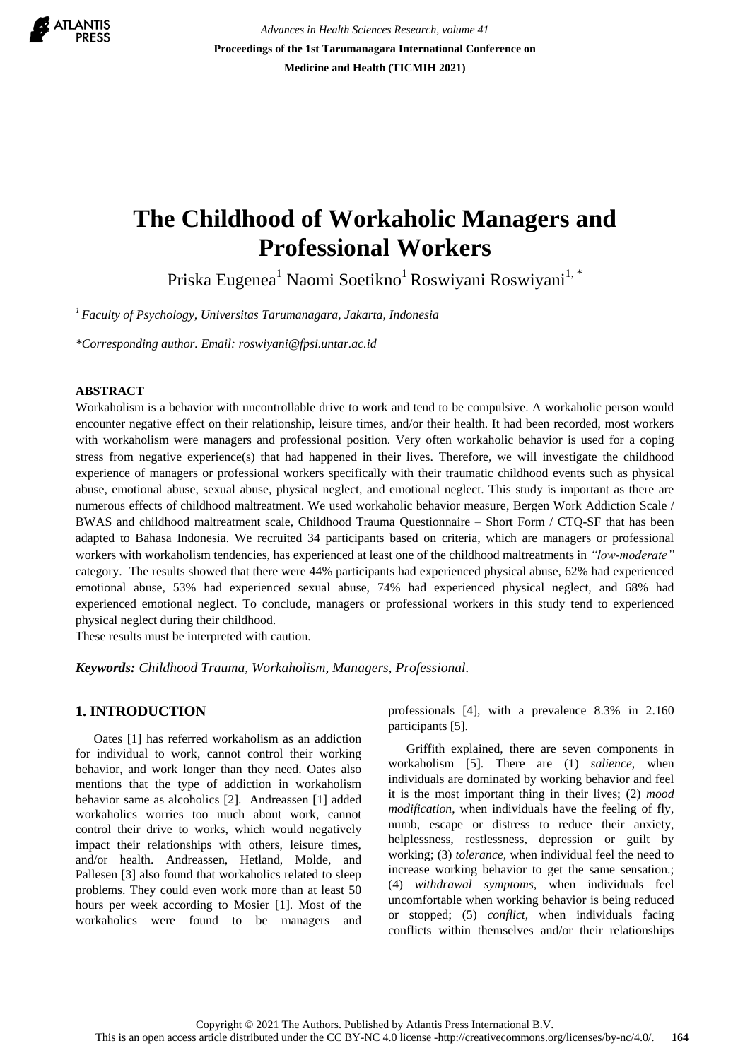# The Childhood of Workaholic Managers and Professional Workers

Priska Eugenea[1] Naomi Soetikno[1] Roswiyani Roswiyani[1,*]

*[1] Faculty of Psychology, Universitas Tarumanagara, Jakarta, Indonesia*

*\*Corresponding author. Email: roswiyani@fpsi.untar.ac.id*

## ABSTRACT

Workaholism is a behavior with uncontrollable drive to work and tend to be compulsive. A workaholic person would encounter negative effect on their relationship, leisure times, and/or their health. It had been recorded, most workers with workaholism were managers and professional position. Very often workaholic behavior is used for a coping stress from negative experience(s) that had happened in their lives. Therefore, we will investigate the childhood experience of managers or professional workers specifically with their traumatic childhood events such as physical abuse, emotional abuse, sexual abuse, physical neglect, and emotional neglect. This study is important as there are numerous effects of childhood maltreatment. We used workaholic behavior measure, Bergen Work Addiction Scale / BWAS and childhood maltreatment scale, Childhood Trauma Questionnaire – Short Form / CTQ-SF that has been adapted to Bahasa Indonesia. We recruited 34 participants based on criteria, which are managers or professional workers with workaholism tendencies, has experienced at least one of the childhood maltreatments in *"low-moderate"* category. The results showed that there were 44% participants had experienced physical abuse, 62% had experienced emotional abuse, 53% had experienced sexual abuse, 74% had experienced physical neglect, and 68% had experienced emotional neglect. To conclude, managers or professional workers in this study tend to experienced physical neglect during their childhood.

These results must be interpreted with caution.

***Keywords:*** *Childhood Trauma, Workaholism, Managers, Professional.*

## 1. INTRODUCTION

Oates [1] has referred workaholism as an addiction for individual to work, cannot control their working behavior, and work longer than they need. Oates also mentions that the type of addiction in workaholism behavior same as alcoholics [2]. Andreassen [1] added workaholics worries too much about work, cannot control their drive to works, which would negatively impact their relationships with others, leisure times, and/or health. Andreassen, Hetland, Molde, and Pallesen [3] also found that workaholics related to sleep problems. They could even work more than at least 50 hours per week according to Mosier [1]. Most of the workaholics were found to be managers and professionals [4], with a prevalence 8.3% in 2.160 participants [5].

Griffith explained, there are seven components in workaholism [5]. There are (1) *salience*, when individuals are dominated by working behavior and feel it is the most important thing in their lives; (2) *mood modification*, when individuals have the feeling of fly, numb, escape or distress to reduce their anxiety, helplessness, restlessness, depression or guilt by working; (3) *tolerance*, when individual feel the need to increase working behavior to get the same sensation.; (4) *withdrawal symptoms*, when individuals feel uncomfortable when working behavior is being reduced or stopped; (5) *conflict*, when individuals facing conflicts within themselves and/or their relationships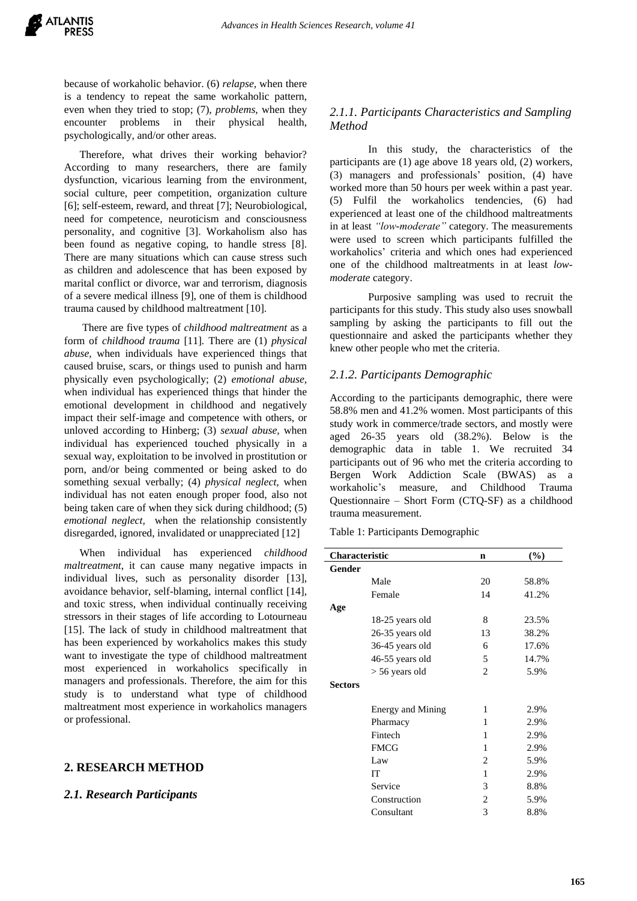because of workaholic behavior. (6) *relapse*, when there is a tendency to repeat the same workaholic pattern, even when they tried to stop; (7), *problems,* when they encounter problems in their physical health, psychologically, and/or other areas.

Therefore, what drives their working behavior? According to many researchers, there are family dysfunction, vicarious learning from the environment, social culture, peer competition, organization culture [6]; self-esteem, reward, and threat [7]; Neurobiological, need for competence, neuroticism and consciousness personality, and cognitive [3]. Workaholism also has been found as negative coping, to handle stress [8]. There are many situations which can cause stress such as children and adolescence that has been exposed by marital conflict or divorce, war and terrorism, diagnosis of a severe medical illness [9], one of them is childhood trauma caused by childhood maltreatment [10].

There are five types of *childhood maltreatment* as a form of *childhood trauma* [11]. There are (1) *physical abuse,* when individuals have experienced things that caused bruise, scars, or things used to punish and harm physically even psychologically; (2) *emotional abuse,* when individual has experienced things that hinder the emotional development in childhood and negatively impact their self-image and competence with others, or unloved according to Hinberg; (3) *sexual abuse,* when individual has experienced touched physically in a sexual way, exploitation to be involved in prostitution or porn, and/or being commented or being asked to do something sexual verbally; (4) *physical neglect,* when individual has not eaten enough proper food, also not being taken care of when they sick during childhood; (5) *emotional neglect,* when the relationship consistently disregarded, ignored, invalidated or unappreciated [12]

When individual has experienced *childhood maltreatment*, it can cause many negative impacts in individual lives, such as personality disorder [13], avoidance behavior, self-blaming, internal conflict [14], and toxic stress, when individual continually receiving stressors in their stages of life according to Lotourneau [15]. The lack of study in childhood maltreatment that has been experienced by workaholics makes this study want to investigate the type of childhood maltreatment most experienced in workaholics specifically in managers and professionals. Therefore, the aim for this study is to understand what type of childhood maltreatment most experience in workaholics managers or professional.

## 2. RESEARCH METHOD

### *2.1. Research Participants*

#### *2.1.1. Participants Characteristics and Sampling Method*

In this study, the characteristics of the participants are (1) age above 18 years old, (2) workers, (3) managers and professionals' position, (4) have worked more than 50 hours per week within a past year. (5) Fulfil the workaholics tendencies, (6) had experienced at least one of the childhood maltreatments in at least *"low-moderate"* category. The measurements were used to screen which participants fulfilled the workaholics' criteria and which ones had experienced one of the childhood maltreatments in at least *low-moderate* category.

Purposive sampling was used to recruit the participants for this study. This study also uses snowball sampling by asking the participants to fill out the questionnaire and asked the participants whether they knew other people who met the criteria.

#### *2.1.2. Participants Demographic*

According to the participants demographic, there were 58.8% men and 41.2% women. Most participants of this study work in commerce/trade sectors, and mostly were aged 26-35 years old (38.2%). Below is the demographic data in table 1. We recruited 34 participants out of 96 who met the criteria according to Bergen Work Addiction Scale (BWAS) as a workaholic's measure, and Childhood Trauma Questionnaire – Short Form (CTQ-SF) as a childhood trauma measurement.

Table 1: Participants Demographic

| Characteristic | | n | (%) |
|---|---|---|---|
| **Gender** | | | |
| | Male | 20 | 58.8% |
| | Female | 14 | 41.2% |
| **Age** | | | |
| | 18-25 years old | 8 | 23.5% |
| | 26-35 years old | 13 | 38.2% |
| | 36-45 years old | 6 | 17.6% |
| | 46-55 years old | 5 | 14.7% |
| | > 56 years old | 2 | 5.9% |
| **Sectors** | | | |
| | Energy and Mining | 1 | 2.9% |
| | Pharmacy | 1 | 2.9% |
| | Fintech | 1 | 2.9% |
| | FMCG | 1 | 2.9% |
| | Law | 2 | 5.9% |
| | IT | 1 | 2.9% |
| | Service | 3 | 8.8% |
| | Construction | 2 | 5.9% |
| | Consultant | 3 | 8.8% |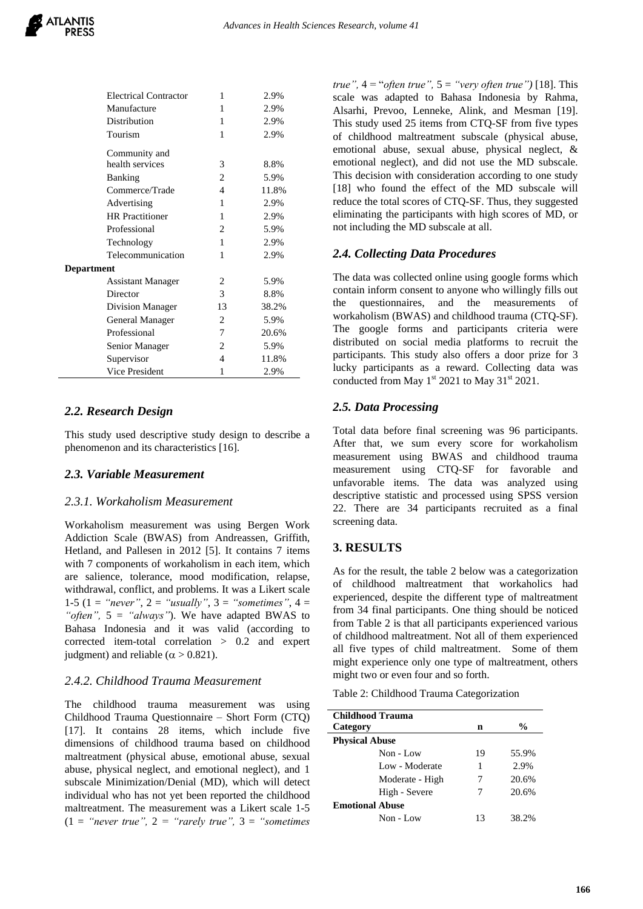| | | |
|---|---|---|
| Electrical Contractor | 1 | 2.9% |
| Manufacture | 1 | 2.9% |
| Distribution | 1 | 2.9% |
| Tourism | 1 | 2.9% |
| Community and health services | 3 | 8.8% |
| Banking | 2 | 5.9% |
| Commerce/Trade | 4 | 11.8% |
| Advertising | 1 | 2.9% |
| HR Practitioner | 1 | 2.9% |
| Professional | 2 | 5.9% |
| Technology | 1 | 2.9% |
| Telecommunication | 1 | 2.9% |
| **Department** | | |
| Assistant Manager | 2 | 5.9% |
| Director | 3 | 8.8% |
| Division Manager | 13 | 38.2% |
| General Manager | 2 | 5.9% |
| Professional | 7 | 20.6% |
| Senior Manager | 2 | 5.9% |
| Supervisor | 4 | 11.8% |
| Vice President | 1 | 2.9% |

## 2.2. Research Design

This study used descriptive study design to describe a phenomenon and its characteristics [16].

## 2.3. Variable Measurement

### 2.3.1. Workaholism Measurement

Workaholism measurement was using Bergen Work Addiction Scale (BWAS) from Andreassen, Griffith, Hetland, and Pallesen in 2012 [5]. It contains 7 items with 7 components of workaholism in each item, which are salience, tolerance, mood modification, relapse, withdrawal, conflict, and problems. It was a Likert scale 1-5 (1 = *"never"*, 2 = *"usually"*, 3 = *"sometimes"*, 4 = *"often"*, 5 = *"always"*). We have adapted BWAS to Bahasa Indonesia and it was valid (according to corrected item-total correlation > 0.2 and expert judgment) and reliable ($\alpha > 0.821$).

### 2.4.2. Childhood Trauma Measurement

The childhood trauma measurement was using Childhood Trauma Questionnaire – Short Form (CTQ) [17]. It contains 28 items, which include five dimensions of childhood trauma based on childhood maltreatment (physical abuse, emotional abuse, sexual abuse, physical neglect, and emotional neglect), and 1 subscale Minimization/Denial (MD), which will detect individual who has not yet been reported the childhood maltreatment. The measurement was a Likert scale 1-5 (1 = *"never true",* 2 = *"rarely true",* 3 = *"sometimes true",* 4 = "*often true",* 5 = *"very often true")* [18]. This scale was adapted to Bahasa Indonesia by Rahma, Alsarhi, Prevoo, Lenneke, Alink, and Mesman [19]. This study used 25 items from CTQ-SF from five types of childhood maltreatment subscale (physical abuse, emotional abuse, sexual abuse, physical neglect, & emotional neglect), and did not use the MD subscale. This decision with consideration according to one study [18] who found the effect of the MD subscale will reduce the total scores of CTQ-SF. Thus, they suggested eliminating the participants with high scores of MD, or not including the MD subscale at all.

## 2.4. Collecting Data Procedures

The data was collected online using google forms which contain inform consent to anyone who willingly fills out the questionnaires, and the measurements of workaholism (BWAS) and childhood trauma (CTQ-SF). The google forms and participants criteria were distributed on social media platforms to recruit the participants. This study also offers a door prize for 3 lucky participants as a reward. Collecting data was conducted from May 1st 2021 to May 31st 2021.

## 2.5. Data Processing

Total data before final screening was 96 participants. After that, we sum every score for workaholism measurement using BWAS and childhood trauma measurement using CTQ-SF for favorable and unfavorable items. The data was analyzed using descriptive statistic and processed using SPSS version 22. There are 34 participants recruited as a final screening data.

# 3. RESULTS

As for the result, the table 2 below was a categorization of childhood maltreatment that workaholics had experienced, despite the different type of maltreatment from 34 final participants. One thing should be noticed from Table 2 is that all participants experienced various of childhood maltreatment. Not all of them experienced all five types of child maltreatment. Some of them might experience only one type of maltreatment, others might two or even four and so forth.

Table 2: Childhood Trauma Categorization

| Childhood Trauma Category | n | % |
|---|---|---|
| **Physical Abuse** | | |
| Non - Low | 19 | 55.9% |
| Low - Moderate | 1 | 2.9% |
| Moderate - High | 7 | 20.6% |
| High - Severe | 7 | 20.6% |
| **Emotional Abuse** | | |
| Non - Low | 13 | 38.2% |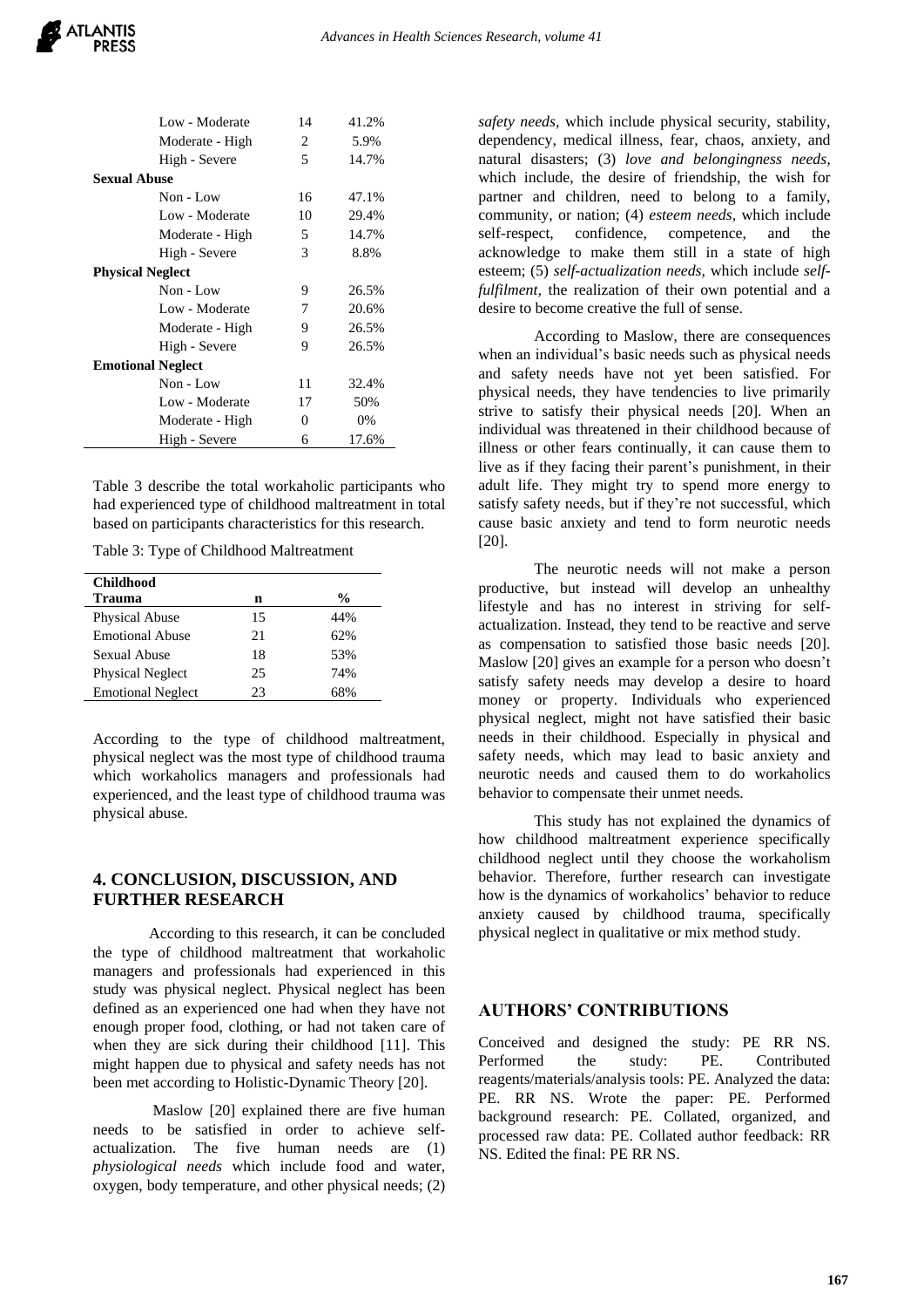| | n | % |
|---|---|---|
| Low - Moderate | 14 | 41.2% |
| Moderate - High | 2 | 5.9% |
| High - Severe | 5 | 14.7% |
| **Sexual Abuse** | | |
| Non - Low | 16 | 47.1% |
| Low - Moderate | 10 | 29.4% |
| Moderate - High | 5 | 14.7% |
| High - Severe | 3 | 8.8% |
| **Physical Neglect** | | |
| Non - Low | 9 | 26.5% |
| Low - Moderate | 7 | 20.6% |
| Moderate - High | 9 | 26.5% |
| High - Severe | 9 | 26.5% |
| **Emotional Neglect** | | |
| Non - Low | 11 | 32.4% |
| Low - Moderate | 17 | 50% |
| Moderate - High | 0 | 0% |
| High - Severe | 6 | 17.6% |

Table 3 describe the total workaholic participants who had experienced type of childhood maltreatment in total based on participants characteristics for this research.

Table 3: Type of Childhood Maltreatment

| Childhood Trauma | n | % |
|---|---|---|
| Physical Abuse | 15 | 44% |
| Emotional Abuse | 21 | 62% |
| Sexual Abuse | 18 | 53% |
| Physical Neglect | 25 | 74% |
| Emotional Neglect | 23 | 68% |

According to the type of childhood maltreatment, physical neglect was the most type of childhood trauma which workaholics managers and professionals had experienced, and the least type of childhood trauma was physical abuse.

## 4. CONCLUSION, DISCUSSION, AND FURTHER RESEARCH

According to this research, it can be concluded the type of childhood maltreatment that workaholic managers and professionals had experienced in this study was physical neglect. Physical neglect has been defined as an experienced one had when they have not enough proper food, clothing, or had not taken care of when they are sick during their childhood [11]. This might happen due to physical and safety needs has not been met according to Holistic-Dynamic Theory [20].

Maslow [20] explained there are five human needs to be satisfied in order to achieve self-actualization. The five human needs are (1) *physiological needs* which include food and water, oxygen, body temperature, and other physical needs; (2) *safety needs,* which include physical security, stability, dependency, medical illness, fear, chaos, anxiety, and natural disasters; (3) *love and belongingness needs,* which include, the desire of friendship, the wish for partner and children, need to belong to a family, community, or nation; (4) *esteem needs,* which include self-respect, confidence, competence, and the acknowledge to make them still in a state of high esteem; (5) *self-actualization needs,* which include *self-fulfilment,* the realization of their own potential and a desire to become creative the full of sense.

According to Maslow, there are consequences when an individual's basic needs such as physical needs and safety needs have not yet been satisfied. For physical needs, they have tendencies to live primarily strive to satisfy their physical needs [20]. When an individual was threatened in their childhood because of illness or other fears continually, it can cause them to live as if they facing their parent's punishment, in their adult life. They might try to spend more energy to satisfy safety needs, but if they're not successful, which cause basic anxiety and tend to form neurotic needs [20].

The neurotic needs will not make a person productive, but instead will develop an unhealthy lifestyle and has no interest in striving for self-actualization. Instead, they tend to be reactive and serve as compensation to satisfied those basic needs [20]. Maslow [20] gives an example for a person who doesn't satisfy safety needs may develop a desire to hoard money or property. Individuals who experienced physical neglect, might not have satisfied their basic needs in their childhood. Especially in physical and safety needs, which may lead to basic anxiety and neurotic needs and caused them to do workaholics behavior to compensate their unmet needs.

This study has not explained the dynamics of how childhood maltreatment experience specifically childhood neglect until they choose the workaholism behavior. Therefore, further research can investigate how is the dynamics of workaholics' behavior to reduce anxiety caused by childhood trauma, specifically physical neglect in qualitative or mix method study.

## AUTHORS' CONTRIBUTIONS

Conceived and designed the study: PE RR NS. Performed the study: PE. Contributed reagents/materials/analysis tools: PE. Analyzed the data: PE. RR NS. Wrote the paper: PE. Performed background research: PE. Collated, organized, and processed raw data: PE. Collated author feedback: RR NS. Edited the final: PE RR NS.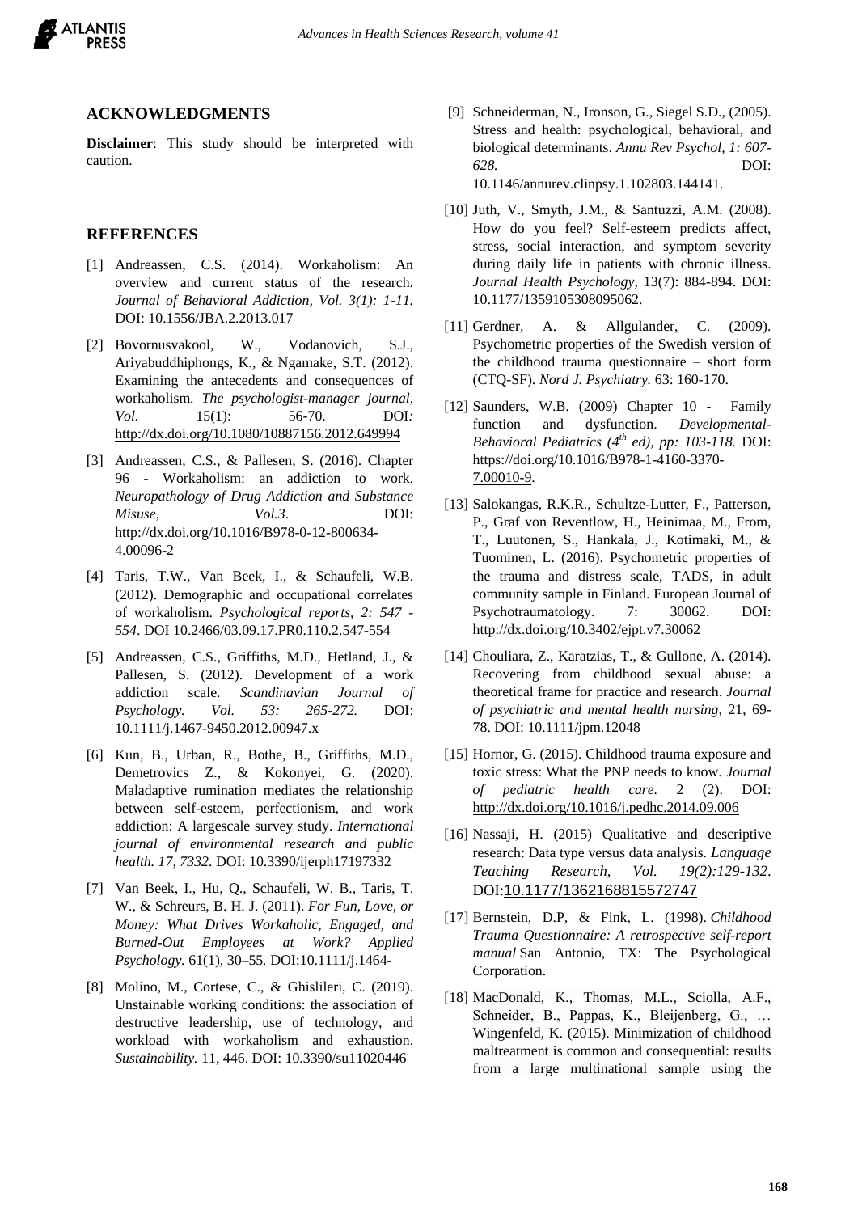## ACKNOWLEDGMENTS

**Disclaimer**: This study should be interpreted with caution.

## REFERENCES

[1] Andreassen, C.S. (2014). Workaholism: An overview and current status of the research. *Journal of Behavioral Addiction, Vol. 3(1): 1-11.* DOI: 10.1556/JBA.2.2013.017

[2] Bovornusvakool, W., Vodanovich, S.J., Ariyabuddhiphongs, K., & Ngamake, S.T. (2012). Examining the antecedents and consequences of workaholism. *The psychologist-manager journal, Vol.* 15(1): 56-70. DOI: http://dx.doi.org/10.1080/10887156.2012.649994

[3] Andreassen, C.S., & Pallesen, S. (2016). Chapter 96 - Workaholism: an addiction to work. *Neuropathology of Drug Addiction and Substance Misuse, Vol.3*. DOI: http://dx.doi.org/10.1016/B978-0-12-800634-4.00096-2

[4] Taris, T.W., Van Beek, I., & Schaufeli, W.B. (2012). Demographic and occupational correlates of workaholism. *Psychological reports, 2: 547 - 554*. DOI 10.2466/03.09.17.PR0.110.2.547-554

[5] Andreassen, C.S., Griffiths, M.D., Hetland, J., & Pallesen, S. (2012). Development of a work addiction scale. *Scandinavian Journal of Psychology. Vol. 53: 265-272.* DOI: 10.1111/j.1467-9450.2012.00947.x

[6] Kun, B., Urban, R., Bothe, B., Griffiths, M.D., Demetrovics Z., & Kokonyei, G. (2020). Maladaptive rumination mediates the relationship between self-esteem, perfectionism, and work addiction: A largescale survey study. *International journal of environmental research and public health. 17, 7332*. DOI: 10.3390/ijerph17197332

[7] Van Beek, I., Hu, Q., Schaufeli, W. B., Taris, T. W., & Schreurs, B. H. J. (2011). *For Fun, Love, or Money: What Drives Workaholic, Engaged, and Burned-Out Employees at Work? Applied Psychology.* 61(1), 30–55. DOI:10.1111/j.1464-

[8] Molino, M., Cortese, C., & Ghislileri, C. (2019). Unstainable working conditions: the association of destructive leadership, use of technology, and workload with workaholism and exhaustion. *Sustainability.* 11, 446. DOI: 10.3390/su11020446

[9] Schneiderman, N., Ironson, G., Siegel S.D., (2005). Stress and health: psychological, behavioral, and biological determinants. *Annu Rev Psychol, 1: 607-628.* DOI: 10.1146/annurev.clinpsy.1.102803.144141.

[10] Juth, V., Smyth, J.M., & Santuzzi, A.M. (2008). How do you feel? Self-esteem predicts affect, stress, social interaction, and symptom severity during daily life in patients with chronic illness. *Journal Health Psychology,* 13(7): 884-894. DOI: 10.1177/1359105308095062.

[11] Gerdner, A. & Allgulander, C. (2009). Psychometric properties of the Swedish version of the childhood trauma questionnaire – short form (CTQ-SF). *Nord J. Psychiatry.* 63: 160-170.

[12] Saunders, W.B. (2009) Chapter 10 - Family function and dysfunction. *Developmental-Behavioral Pediatrics (4th ed), pp: 103-118.* DOI: https://doi.org/10.1016/B978-1-4160-3370-7.00010-9.

[13] Salokangas, R.K.R., Schultze-Lutter, F., Patterson, P., Graf von Reventlow, H., Heinimaa, M., From, T., Luutonen, S., Hankala, J., Kotimaki, M., & Tuominen, L. (2016). Psychometric properties of the trauma and distress scale, TADS, in adult community sample in Finland. European Journal of Psychotraumatology. 7: 30062. DOI: http://dx.doi.org/10.3402/ejpt.v7.30062

[14] Chouliara, Z., Karatzias, T., & Gullone, A. (2014). Recovering from childhood sexual abuse: a theoretical frame for practice and research. *Journal of psychiatric and mental health nursing,* 21, 69-78. DOI: 10.1111/jpm.12048

[15] Hornor, G. (2015). Childhood trauma exposure and toxic stress: What the PNP needs to know. *Journal of pediatric health care.* 2 (2). DOI: http://dx.doi.org/10.1016/j.pedhc.2014.09.006

[16] Nassaji, H. (2015) Qualitative and descriptive research: Data type versus data analysis. *Language Teaching Research, Vol. 19(2):129-132*. DOI:10.1177/1362168815572747

[17] Bernstein, D.P, & Fink, L. (1998). *Childhood Trauma Questionnaire: A retrospective self-report manual* San Antonio, TX: The Psychological Corporation.

[18] MacDonald, K., Thomas, M.L., Sciolla, A.F., Schneider, B., Pappas, K., Bleijenberg, G., … Wingenfeld, K. (2015). Minimization of childhood maltreatment is common and consequential: results from a large multinational sample using the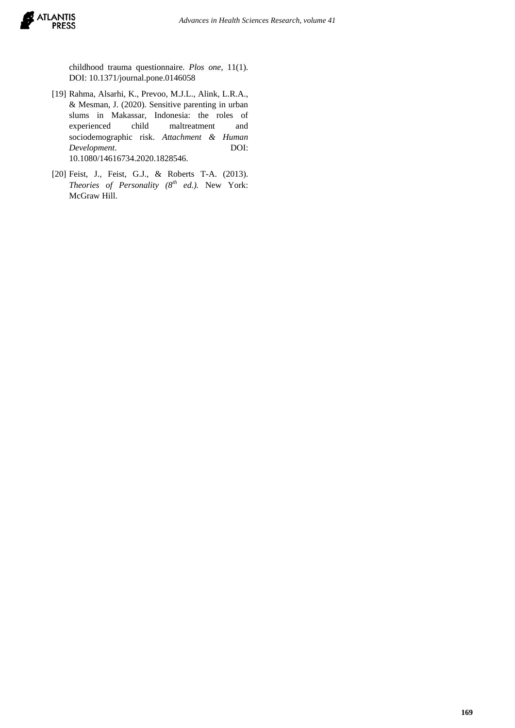childhood trauma questionnaire. *Plos one*, 11(1). DOI: 10.1371/journal.pone.0146058

[19] Rahma, Alsarhi, K., Prevoo, M.J.L., Alink, L.R.A., & Mesman, J. (2020). Sensitive parenting in urban slums in Makassar, Indonesia: the roles of experienced child maltreatment and sociodemographic risk. *Attachment & Human Development*. DOI: 10.1080/14616734.2020.1828546.

[20] Feist, J., Feist, G.J., & Roberts T-A. (2013). *Theories of Personality (8th ed.).* New York: McGraw Hill.